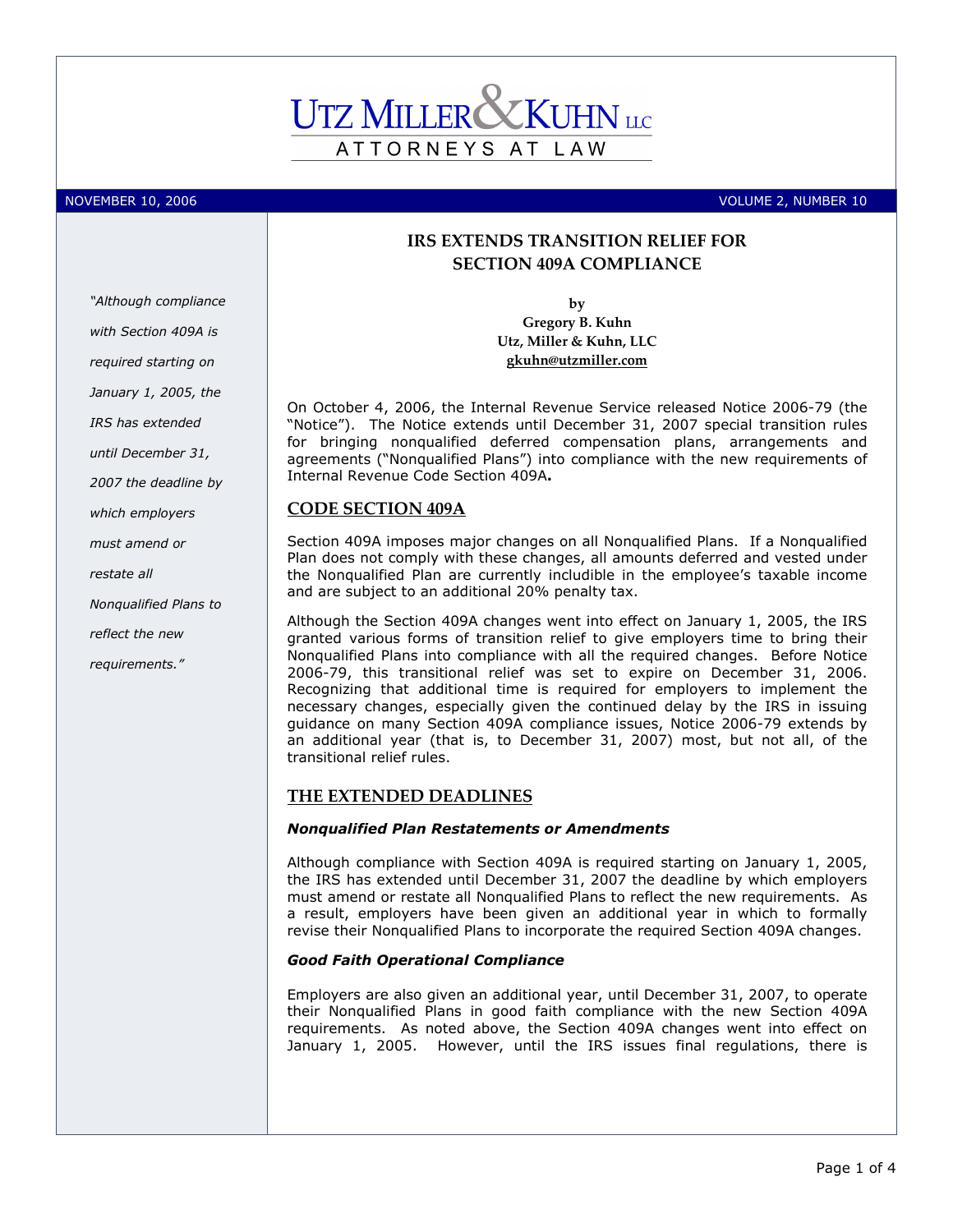# UTZ MILLER & KUHN LLC

ATTORNEYS AT LAW

NOVEMBER 10, 2006 VOLUME 2, NUMBER 10

## IRS EXTENDS TRANSITION RELIEF FOR SECTION 409A COMPLIANCE

**by**
**Gregory B. Kuhn**
**Utz, Miller & Kuhn, LLC**
**gkuhn@utzmiller.com**

*"Although compliance with Section 409A is required starting on January 1, 2005, the IRS has extended until December 31, 2007 the deadline by which employers must amend or restate all Nonqualified Plans to reflect the new requirements."*

On October 4, 2006, the Internal Revenue Service released Notice 2006-79 (the "Notice"). The Notice extends until December 31, 2007 special transition rules for bringing nonqualified deferred compensation plans, arrangements and agreements ("Nonqualified Plans") into compliance with the new requirements of Internal Revenue Code Section 409A**.**

## CODE SECTION 409A

Section 409A imposes major changes on all Nonqualified Plans. If a Nonqualified Plan does not comply with these changes, all amounts deferred and vested under the Nonqualified Plan are currently includible in the employee's taxable income and are subject to an additional 20% penalty tax.

Although the Section 409A changes went into effect on January 1, 2005, the IRS granted various forms of transition relief to give employers time to bring their Nonqualified Plans into compliance with all the required changes. Before Notice 2006-79, this transitional relief was set to expire on December 31, 2006. Recognizing that additional time is required for employers to implement the necessary changes, especially given the continued delay by the IRS in issuing guidance on many Section 409A compliance issues, Notice 2006-79 extends by an additional year (that is, to December 31, 2007) most, but not all, of the transitional relief rules.

## THE EXTENDED DEADLINES

### *Nonqualified Plan Restatements or Amendments*

Although compliance with Section 409A is required starting on January 1, 2005, the IRS has extended until December 31, 2007 the deadline by which employers must amend or restate all Nonqualified Plans to reflect the new requirements. As a result, employers have been given an additional year in which to formally revise their Nonqualified Plans to incorporate the required Section 409A changes.

### *Good Faith Operational Compliance*

Employers are also given an additional year, until December 31, 2007, to operate their Nonqualified Plans in good faith compliance with the new Section 409A requirements. As noted above, the Section 409A changes went into effect on January 1, 2005. However, until the IRS issues final regulations, there is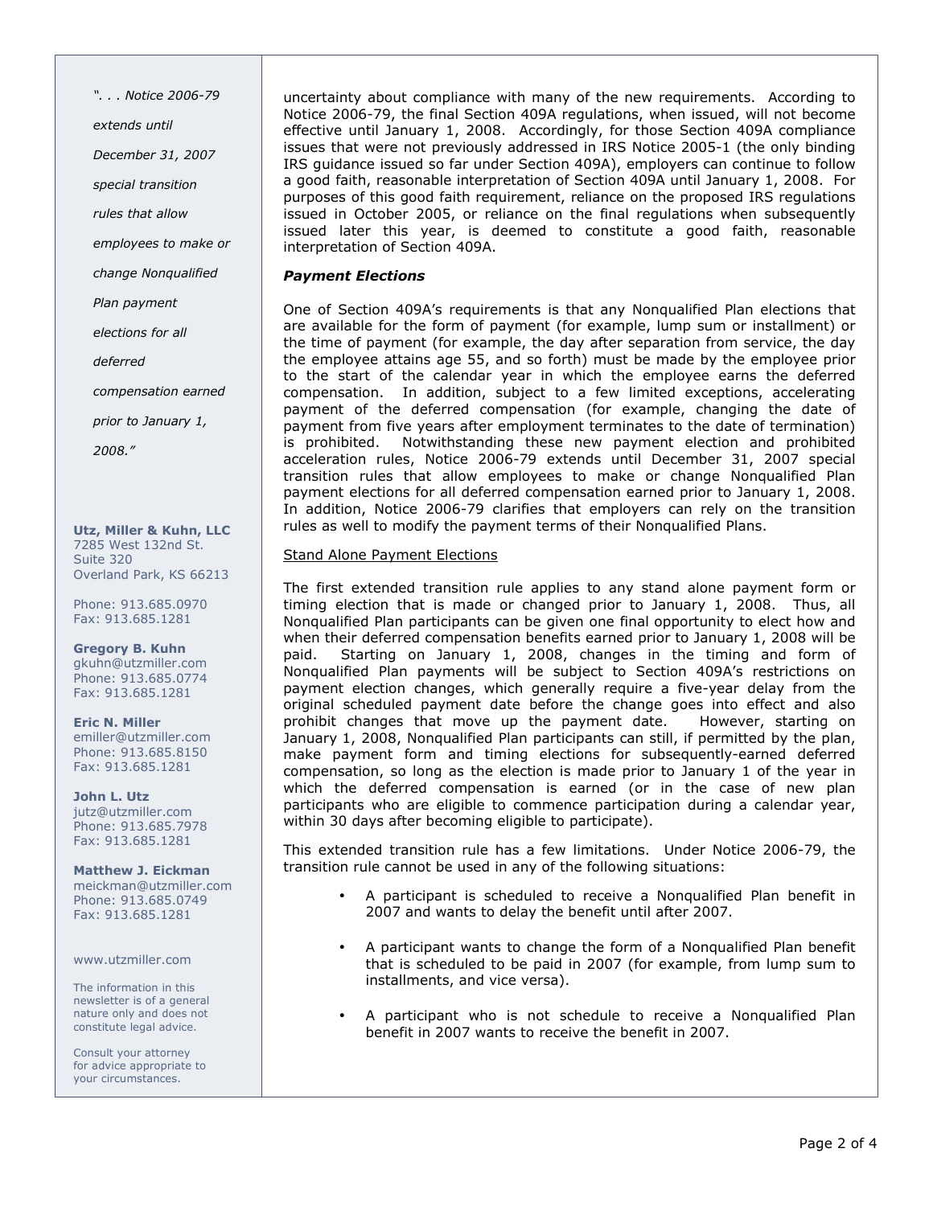uncertainty about compliance with many of the new requirements. According to Notice 2006-79, the final Section 409A regulations, when issued, will not become effective until January 1, 2008. Accordingly, for those Section 409A compliance issues that were not previously addressed in IRS Notice 2005-1 (the only binding IRS guidance issued so far under Section 409A), employers can continue to follow a good faith, reasonable interpretation of Section 409A until January 1, 2008. For purposes of this good faith requirement, reliance on the proposed IRS regulations issued in October 2005, or reliance on the final regulations when subsequently issued later this year, is deemed to constitute a good faith, reasonable interpretation of Section 409A.

### *Payment Elections*

One of Section 409A's requirements is that any Nonqualified Plan elections that are available for the form of payment (for example, lump sum or installment) or the time of payment (for example, the day after separation from service, the day the employee attains age 55, and so forth) must be made by the employee prior to the start of the calendar year in which the employee earns the deferred compensation. In addition, subject to a few limited exceptions, accelerating payment of the deferred compensation (for example, changing the date of payment from five years after employment terminates to the date of termination) is prohibited. Notwithstanding these new payment election and prohibited acceleration rules, Notice 2006-79 extends until December 31, 2007 special transition rules that allow employees to make or change Nonqualified Plan payment elections for all deferred compensation earned prior to January 1, 2008. In addition, Notice 2006-79 clarifies that employers can rely on the transition rules as well to modify the payment terms of their Nonqualified Plans.

*". . . Notice 2006-79 extends until December 31, 2007 special transition rules that allow employees to make or change Nonqualified Plan payment elections for all deferred compensation earned prior to January 1, 2008."*

**Utz, Miller & Kuhn, LLC**
7285 West 132nd St.
Suite 320
Overland Park, KS 66213

Phone: 913.685.0970
Fax: 913.685.1281

**Gregory B. Kuhn**
gkuhn@utzmiller.com
Phone: 913.685.0774
Fax: 913.685.1281

**Eric N. Miller**
emiller@utzmiller.com
Phone: 913.685.8150
Fax: 913.685.1281

**John L. Utz**
jutz@utzmiller.com
Phone: 913.685.7978
Fax: 913.685.1281

**Matthew J. Eickman**
meickman@utzmiller.com
Phone: 913.685.0749
Fax: 913.685.1281

www.utzmiller.com

The information in this newsletter is of a general nature only and does not constitute legal advice.

Consult your attorney for advice appropriate to your circumstances.

#### Stand Alone Payment Elections

The first extended transition rule applies to any stand alone payment form or timing election that is made or changed prior to January 1, 2008. Thus, all Nonqualified Plan participants can be given one final opportunity to elect how and when their deferred compensation benefits earned prior to January 1, 2008 will be paid. Starting on January 1, 2008, changes in the timing and form of Nonqualified Plan payments will be subject to Section 409A's restrictions on payment election changes, which generally require a five-year delay from the original scheduled payment date before the change goes into effect and also prohibit changes that move up the payment date. However, starting on January 1, 2008, Nonqualified Plan participants can still, if permitted by the plan, make payment form and timing elections for subsequently-earned deferred compensation, so long as the election is made prior to January 1 of the year in which the deferred compensation is earned (or in the case of new plan participants who are eligible to commence participation during a calendar year, within 30 days after becoming eligible to participate).

This extended transition rule has a few limitations. Under Notice 2006-79, the transition rule cannot be used in any of the following situations:

- A participant is scheduled to receive a Nonqualified Plan benefit in 2007 and wants to delay the benefit until after 2007.
- A participant wants to change the form of a Nonqualified Plan benefit that is scheduled to be paid in 2007 (for example, from lump sum to installments, and vice versa).
- A participant who is not schedule to receive a Nonqualified Plan benefit in 2007 wants to receive the benefit in 2007.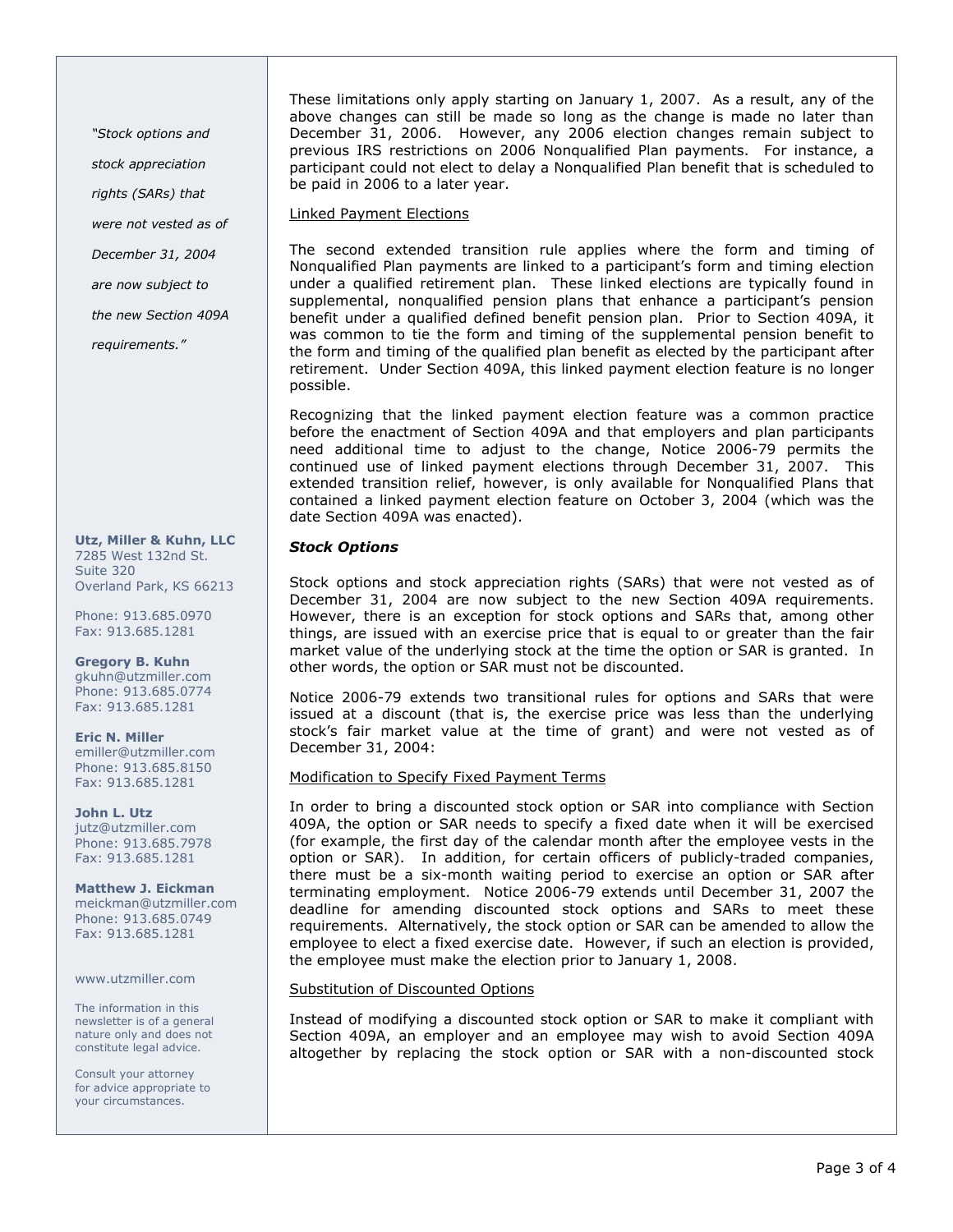These limitations only apply starting on January 1, 2007. As a result, any of the above changes can still be made so long as the change is made no later than December 31, 2006. However, any 2006 election changes remain subject to previous IRS restrictions on 2006 Nonqualified Plan payments. For instance, a participant could not elect to delay a Nonqualified Plan benefit that is scheduled to be paid in 2006 to a later year.

Linked Payment Elections

The second extended transition rule applies where the form and timing of Nonqualified Plan payments are linked to a participant's form and timing election under a qualified retirement plan. These linked elections are typically found in supplemental, nonqualified pension plans that enhance a participant's pension benefit under a qualified defined benefit pension plan. Prior to Section 409A, it was common to tie the form and timing of the supplemental pension benefit to the form and timing of the qualified plan benefit as elected by the participant after retirement. Under Section 409A, this linked payment election feature is no longer possible.

Recognizing that the linked payment election feature was a common practice before the enactment of Section 409A and that employers and plan participants need additional time to adjust to the change, Notice 2006-79 permits the continued use of linked payment elections through December 31, 2007. This extended transition relief, however, is only available for Nonqualified Plans that contained a linked payment election feature on October 3, 2004 (which was the date Section 409A was enacted).

### *Stock Options*

Stock options and stock appreciation rights (SARs) that were not vested as of December 31, 2004 are now subject to the new Section 409A requirements. However, there is an exception for stock options and SARs that, among other things, are issued with an exercise price that is equal to or greater than the fair market value of the underlying stock at the time the option or SAR is granted. In other words, the option or SAR must not be discounted.

Notice 2006-79 extends two transitional rules for options and SARs that were issued at a discount (that is, the exercise price was less than the underlying stock's fair market value at the time of grant) and were not vested as of December 31, 2004:

Modification to Specify Fixed Payment Terms

In order to bring a discounted stock option or SAR into compliance with Section 409A, the option or SAR needs to specify a fixed date when it will be exercised (for example, the first day of the calendar month after the employee vests in the option or SAR). In addition, for certain officers of publicly-traded companies, there must be a six-month waiting period to exercise an option or SAR after terminating employment. Notice 2006-79 extends until December 31, 2007 the deadline for amending discounted stock options and SARs to meet these requirements. Alternatively, the stock option or SAR can be amended to allow the employee to elect a fixed exercise date. However, if such an election is provided, the employee must make the election prior to January 1, 2008.

Substitution of Discounted Options

Instead of modifying a discounted stock option or SAR to make it compliant with Section 409A, an employer and an employee may wish to avoid Section 409A altogether by replacing the stock option or SAR with a non-discounted stock

*"Stock options and stock appreciation rights (SARs) that were not vested as of December 31, 2004 are now subject to the new Section 409A requirements."*

**Utz, Miller & Kuhn, LLC**
7285 West 132nd St.
Suite 320
Overland Park, KS 66213

Phone: 913.685.0970
Fax: 913.685.1281

**Gregory B. Kuhn**
gkuhn@utzmiller.com
Phone: 913.685.0774
Fax: 913.685.1281

**Eric N. Miller**
emiller@utzmiller.com
Phone: 913.685.8150
Fax: 913.685.1281

**John L. Utz**
jutz@utzmiller.com
Phone: 913.685.7978
Fax: 913.685.1281

**Matthew J. Eickman**
meickman@utzmiller.com
Phone: 913.685.0749
Fax: 913.685.1281

www.utzmiller.com

The information in this newsletter is of a general nature only and does not constitute legal advice.

Consult your attorney for advice appropriate to your circumstances.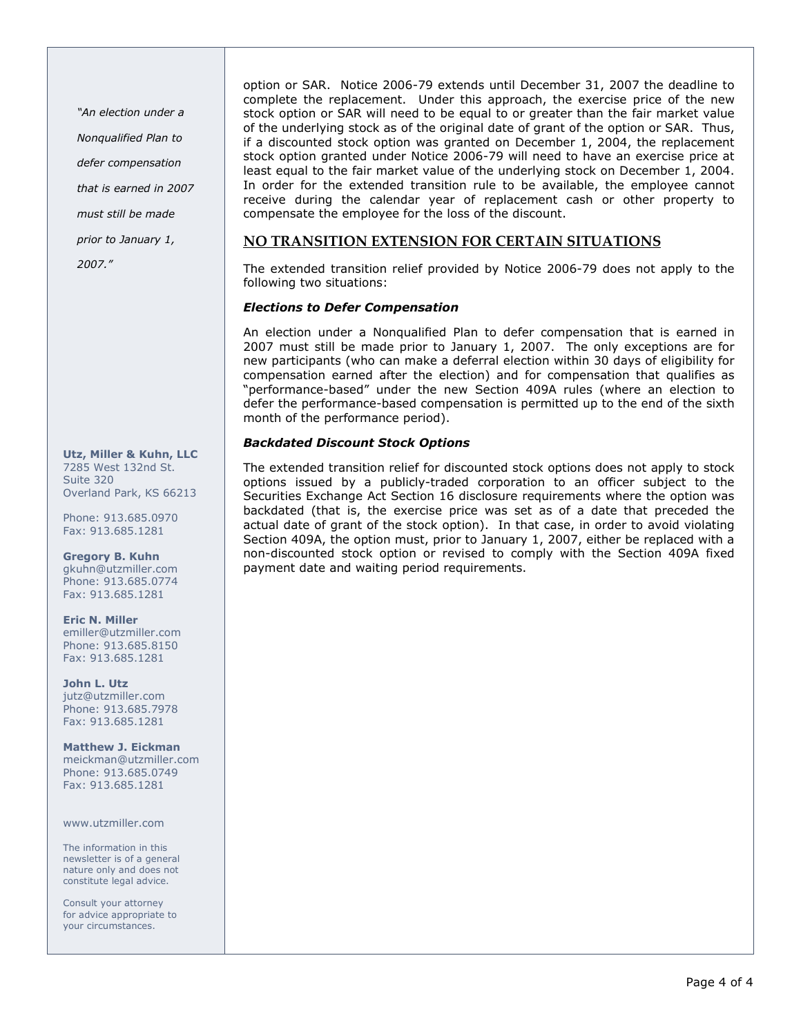option or SAR. Notice 2006-79 extends until December 31, 2007 the deadline to complete the replacement. Under this approach, the exercise price of the new stock option or SAR will need to be equal to or greater than the fair market value of the underlying stock as of the original date of grant of the option or SAR. Thus, if a discounted stock option was granted on December 1, 2004, the replacement stock option granted under Notice 2006-79 will need to have an exercise price at least equal to the fair market value of the underlying stock on December 1, 2004. In order for the extended transition rule to be available, the employee cannot receive during the calendar year of replacement cash or other property to compensate the employee for the loss of the discount.

## NO TRANSITION EXTENSION FOR CERTAIN SITUATIONS

The extended transition relief provided by Notice 2006-79 does not apply to the following two situations:

### *Elections to Defer Compensation*

An election under a Nonqualified Plan to defer compensation that is earned in 2007 must still be made prior to January 1, 2007. The only exceptions are for new participants (who can make a deferral election within 30 days of eligibility for compensation earned after the election) and for compensation that qualifies as "performance-based" under the new Section 409A rules (where an election to defer the performance-based compensation is permitted up to the end of the sixth month of the performance period).

### *Backdated Discount Stock Options*

The extended transition relief for discounted stock options does not apply to stock options issued by a publicly-traded corporation to an officer subject to the Securities Exchange Act Section 16 disclosure requirements where the option was backdated (that is, the exercise price was set as of a date that preceded the actual date of grant of the stock option). In that case, in order to avoid violating Section 409A, the option must, prior to January 1, 2007, either be replaced with a non-discounted stock option or revised to comply with the Section 409A fixed payment date and waiting period requirements.

*"An election under a Nonqualified Plan to defer compensation that is earned in 2007 must still be made prior to January 1, 2007."*

**Utz, Miller & Kuhn, LLC**
7285 West 132nd St.
Suite 320
Overland Park, KS 66213

Phone: 913.685.0970
Fax: 913.685.1281

**Gregory B. Kuhn**
gkuhn@utzmiller.com
Phone: 913.685.0774
Fax: 913.685.1281

**Eric N. Miller**
emiller@utzmiller.com
Phone: 913.685.8150
Fax: 913.685.1281

**John L. Utz**
jutz@utzmiller.com
Phone: 913.685.7978
Fax: 913.685.1281

**Matthew J. Eickman**
meickman@utzmiller.com
Phone: 913.685.0749
Fax: 913.685.1281

www.utzmiller.com

The information in this newsletter is of a general nature only and does not constitute legal advice.

Consult your attorney for advice appropriate to your circumstances.